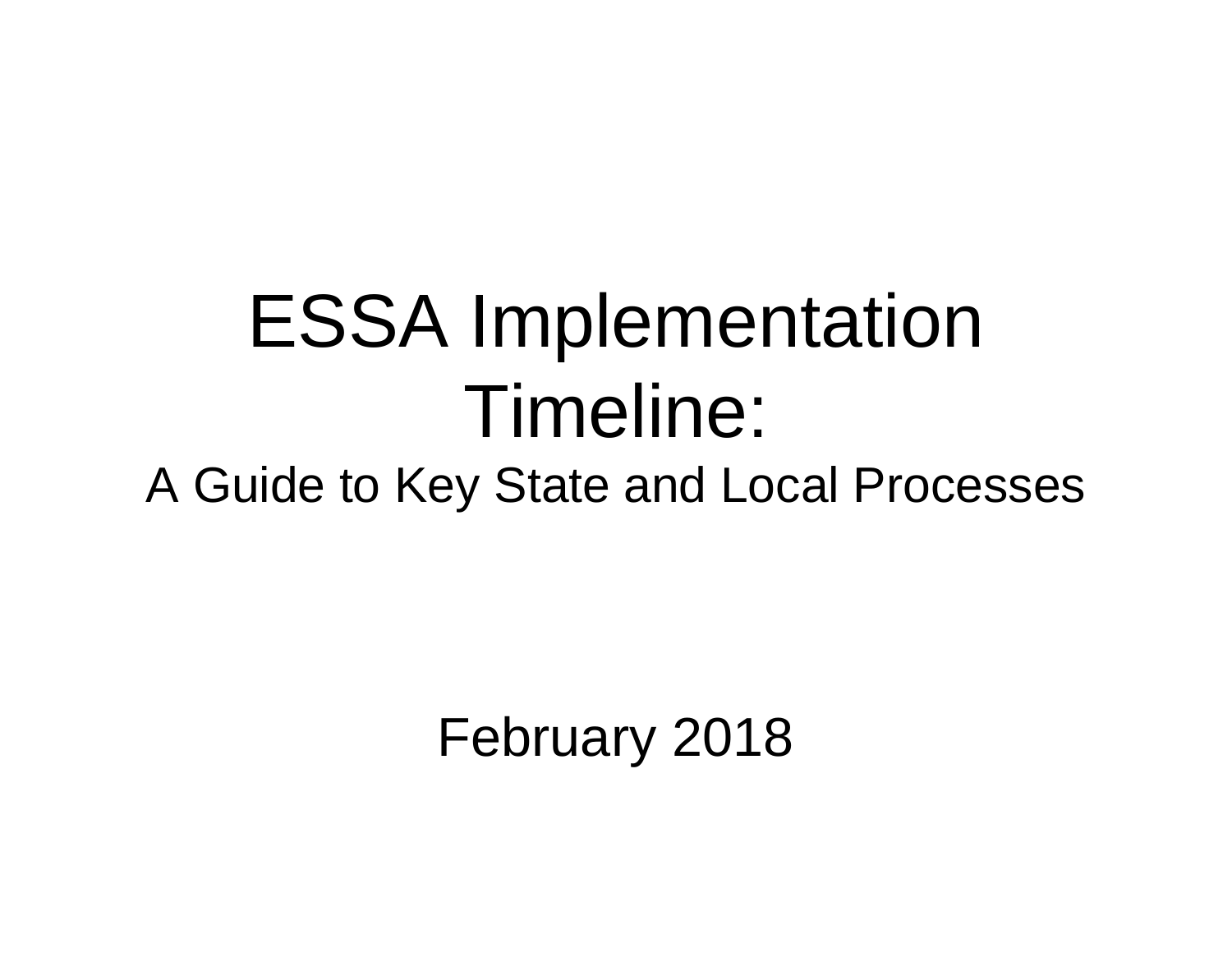# ESSA Implementation Timeline:

## A Guide to Key State and Local Processes

February 2018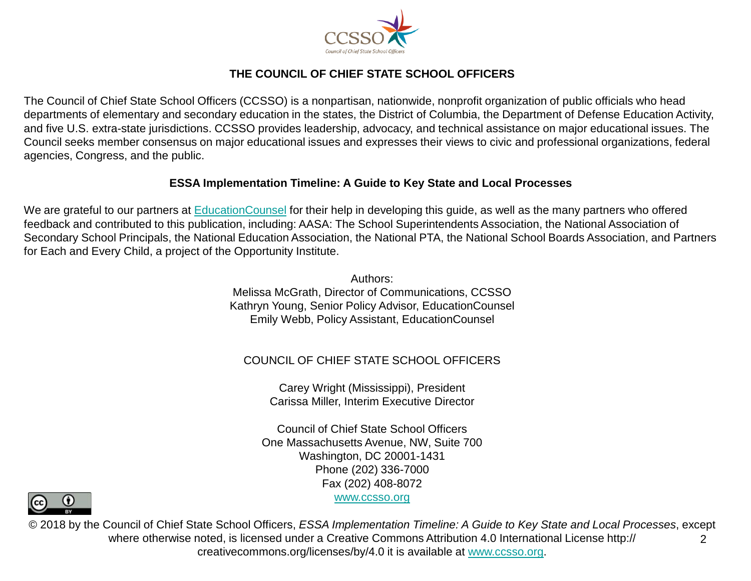# THE COUNCIL OF CHIEF STATE SCHOOL OFFICERS

The Council of Chief State School Officers (CCSSO) is a nonpartisan, nationwide, nonprofit organization of public officials who head departments of elementary and secondary education in the states, the District of Columbia, the Department of Defense Education Activity, and five U.S. extra-state jurisdictions. CCSSO provides leadership, advocacy, and technical assistance on major educational issues. The Council seeks member consensus on major educational issues and expresses their views to civic and professional organizations, federal agencies, Congress, and the public.

## ESSA Implementation Timeline: A Guide to Key State and Local Processes

We are grateful to our partners at EducationCounsel for their help in developing this guide, as well as the many partners who offered feedback and contributed to this publication, including: AASA: The School Superintendents Association, the National Association of Secondary School Principals, the National Education Association, the National PTA, the National School Boards Association, and Partners for Each and Every Child, a project of the Opportunity Institute.

Authors:
Melissa McGrath, Director of Communications, CCSSO
Kathryn Young, Senior Policy Advisor, EducationCounsel
Emily Webb, Policy Assistant, EducationCounsel

COUNCIL OF CHIEF STATE SCHOOL OFFICERS

Carey Wright (Mississippi), President
Carissa Miller, Interim Executive Director

Council of Chief State School Officers
One Massachusetts Avenue, NW, Suite 700
Washington, DC 20001-1431
Phone (202) 336-7000
Fax (202) 408-8072
www.ccsso.org

© 2018 by the Council of Chief State School Officers, *ESSA Implementation Timeline: A Guide to Key State and Local Processes*, except where otherwise noted, is licensed under a Creative Commons Attribution 4.0 International License http://creativecommons.org/licenses/by/4.0 it is available at www.ccsso.org.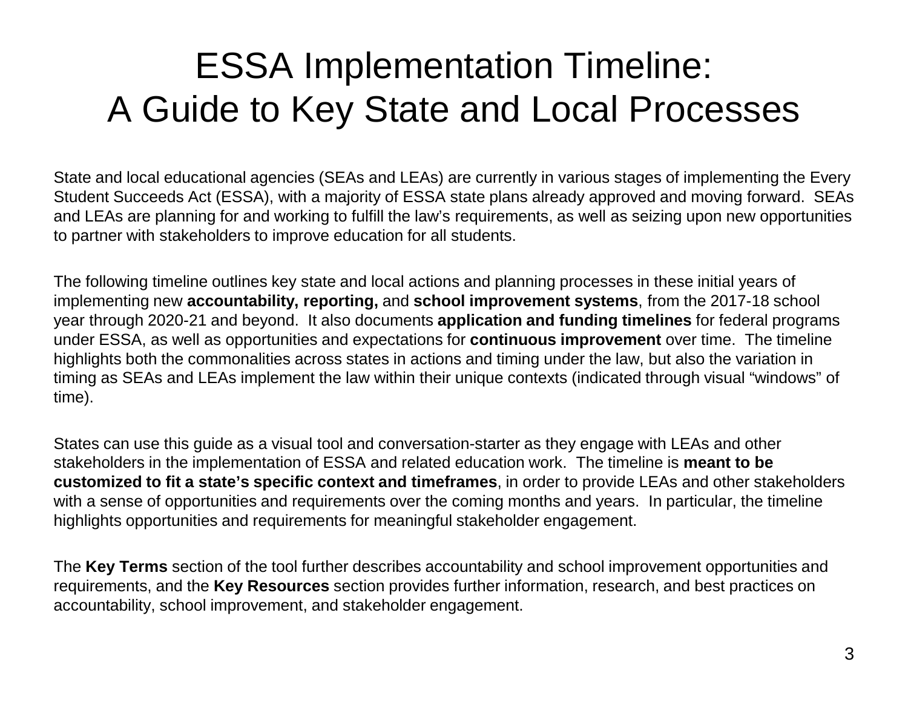# ESSA Implementation Timeline: A Guide to Key State and Local Processes

State and local educational agencies (SEAs and LEAs) are currently in various stages of implementing the Every Student Succeeds Act (ESSA), with a majority of ESSA state plans already approved and moving forward. SEAs and LEAs are planning for and working to fulfill the law's requirements, as well as seizing upon new opportunities to partner with stakeholders to improve education for all students.

The following timeline outlines key state and local actions and planning processes in these initial years of implementing new **accountability, reporting,** and **school improvement systems**, from the 2017-18 school year through 2020-21 and beyond. It also documents **application and funding timelines** for federal programs under ESSA, as well as opportunities and expectations for **continuous improvement** over time. The timeline highlights both the commonalities across states in actions and timing under the law, but also the variation in timing as SEAs and LEAs implement the law within their unique contexts (indicated through visual "windows" of time).

States can use this guide as a visual tool and conversation-starter as they engage with LEAs and other stakeholders in the implementation of ESSA and related education work. The timeline is **meant to be customized to fit a state's specific context and timeframes**, in order to provide LEAs and other stakeholders with a sense of opportunities and requirements over the coming months and years. In particular, the timeline highlights opportunities and requirements for meaningful stakeholder engagement.

The **Key Terms** section of the tool further describes accountability and school improvement opportunities and requirements, and the **Key Resources** section provides further information, research, and best practices on accountability, school improvement, and stakeholder engagement.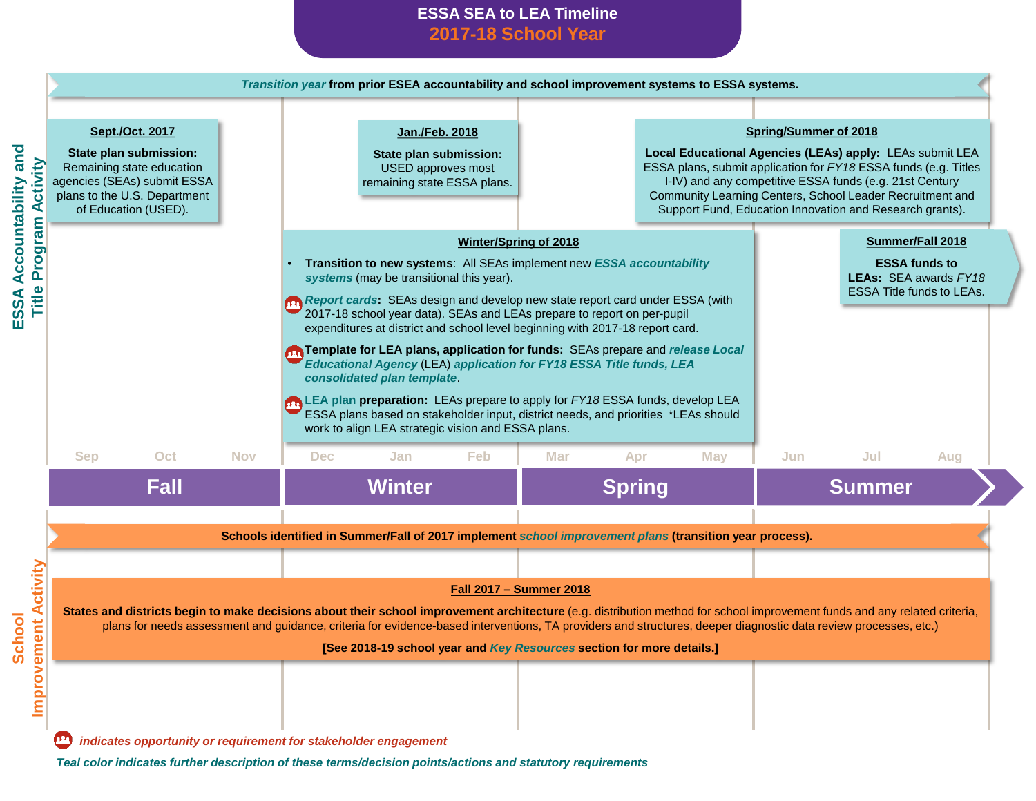# ESSA SEA to LEA Timeline

## 2017-18 School Year

## ESSA Accountability and Title Program Activity

*Transition year* **from prior ESEA accountability and school improvement systems to ESSA systems.**

### Sept./Oct. 2017

**State plan submission:** Remaining state education agencies (SEAs) submit ESSA plans to the U.S. Department of Education (USED).

### Jan./Feb. 2018

**State plan submission:** USED approves most remaining state ESSA plans.

### Winter/Spring of 2018

- **Transition to new systems**: All SEAs implement new ***ESSA accountability systems*** (may be transitional this year).
- *Report cards*: SEAs design and develop new state report card under ESSA (with 2017-18 school year data). SEAs and LEAs prepare to report on per-pupil expenditures at district and school level beginning with 2017-18 report card.
- **Template for LEA plans, application for funds:** SEAs prepare and ***release Local Educational Agency*** (LEA) ***application for FY18 ESSA Title funds, LEA consolidated plan template***.
- **LEA plan preparation:** LEAs prepare to apply for *FY18* ESSA funds, develop LEA ESSA plans based on stakeholder input, district needs, and priorities *LEAs should work to align LEA strategic vision and ESSA plans.

### Spring/Summer of 2018

**Local Educational Agencies (LEAs) apply:** LEAs submit LEA ESSA plans, submit application for *FY18* ESSA funds (e.g. Titles I-IV) and any competitive ESSA funds (e.g. 21st Century Community Learning Centers, School Leader Recruitment and Support Fund, Education Innovation and Research grants).

### Summer/Fall 2018

**ESSA funds to LEAs:** SEA awards *FY18* ESSA Title funds to LEAs.

| Fall | | | Winter | | | Spring | | | Summer | | |
|---|---|---|---|---|---|---|---|---|---|---|---|
| Sep | Oct | Nov | Dec | Jan | Feb | Mar | Apr | May | Jun | Jul | Aug |

## School Improvement Activity

**Schools identified in Summer/Fall of 2017 implement** *school improvement plans* **(transition year process).**

### Fall 2017 – Summer 2018

**States and districts begin to make decisions about their school improvement architecture** (e.g. distribution method for school improvement funds and any related criteria, plans for needs assessment and guidance, criteria for evidence-based interventions, TA providers and structures, deeper diagnostic data review processes, etc.)

**[See 2018-19 school year and *Key Resources* section for more details.]**

*indicates opportunity or requirement for stakeholder engagement* (icon)

*Teal color indicates further description of these terms/decision points/actions and statutory requirements*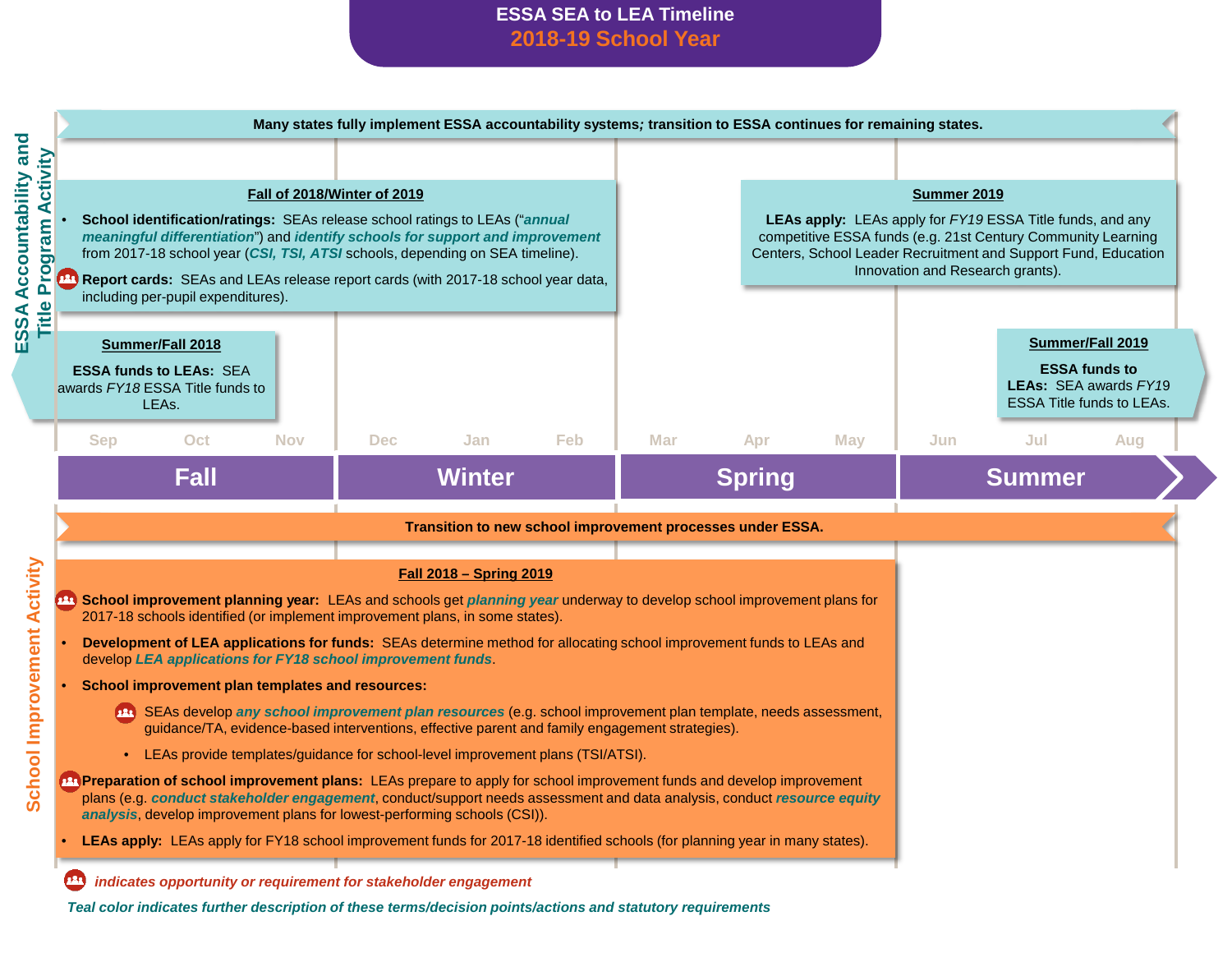# ESSA SEA to LEA Timeline

## 2018-19 School Year

### ESSA Accountability and Title Program Activity

**Many states fully implement ESSA accountability systems; transition to ESSA continues for remaining states.**

**Fall of 2018/Winter of 2019**

- **School identification/ratings:** SEAs release school ratings to LEAs ("*annual meaningful differentiation*") and *identify schools for support and improvement* from 2017-18 school year (*CSI, TSI, ATSI* schools, depending on SEA timeline).
- **Report cards:** SEAs and LEAs release report cards (with 2017-18 school year data, including per-pupil expenditures). (stakeholder engagement)

**Summer 2019**

**LEAs apply:** LEAs apply for *FY19* ESSA Title funds, and any competitive ESSA funds (e.g. 21st Century Community Learning Centers, School Leader Recruitment and Support Fund, Education Innovation and Research grants).

**Summer/Fall 2018**

**ESSA funds to LEAs:** SEA awards *FY18* ESSA Title funds to LEAs.

**Summer/Fall 2019**

**ESSA funds to LEAs:** SEA awards *FY19* ESSA Title funds to LEAs.

| Fall | | | Winter | | | Spring | | | Summer | | |
|---|---|---|---|---|---|---|---|---|---|---|---|
| Sep | Oct | Nov | Dec | Jan | Feb | Mar | Apr | May | Jun | Jul | Aug |

### School Improvement Activity

**Transition to new school improvement processes under ESSA.**

**Fall 2018 – Spring 2019**

- **School improvement planning year:** LEAs and schools get *planning year* underway to develop school improvement plans for 2017-18 schools identified (or implement improvement plans, in some states). (stakeholder engagement)
- **Development of LEA applications for funds:** SEAs determine method for allocating school improvement funds to LEAs and develop *LEA applications for FY18 school improvement funds*.
- **School improvement plan templates and resources:**
  - SEAs develop *any school improvement plan resources* (e.g. school improvement plan template, needs assessment, guidance/TA, evidence-based interventions, effective parent and family engagement strategies). (stakeholder engagement)
  - LEAs provide templates/guidance for school-level improvement plans (TSI/ATSI).
- **Preparation of school improvement plans:** LEAs prepare to apply for school improvement funds and develop improvement plans (e.g. *conduct stakeholder engagement*, conduct/support needs assessment and data analysis, conduct *resource equity analysis*, develop improvement plans for lowest-performing schools (CSI)). (stakeholder engagement)
- **LEAs apply:** LEAs apply for FY18 school improvement funds for 2017-18 identified schools (for planning year in many states).

*(stakeholder icon) indicates opportunity or requirement for stakeholder engagement*

*Teal color indicates further description of these terms/decision points/actions and statutory requirements*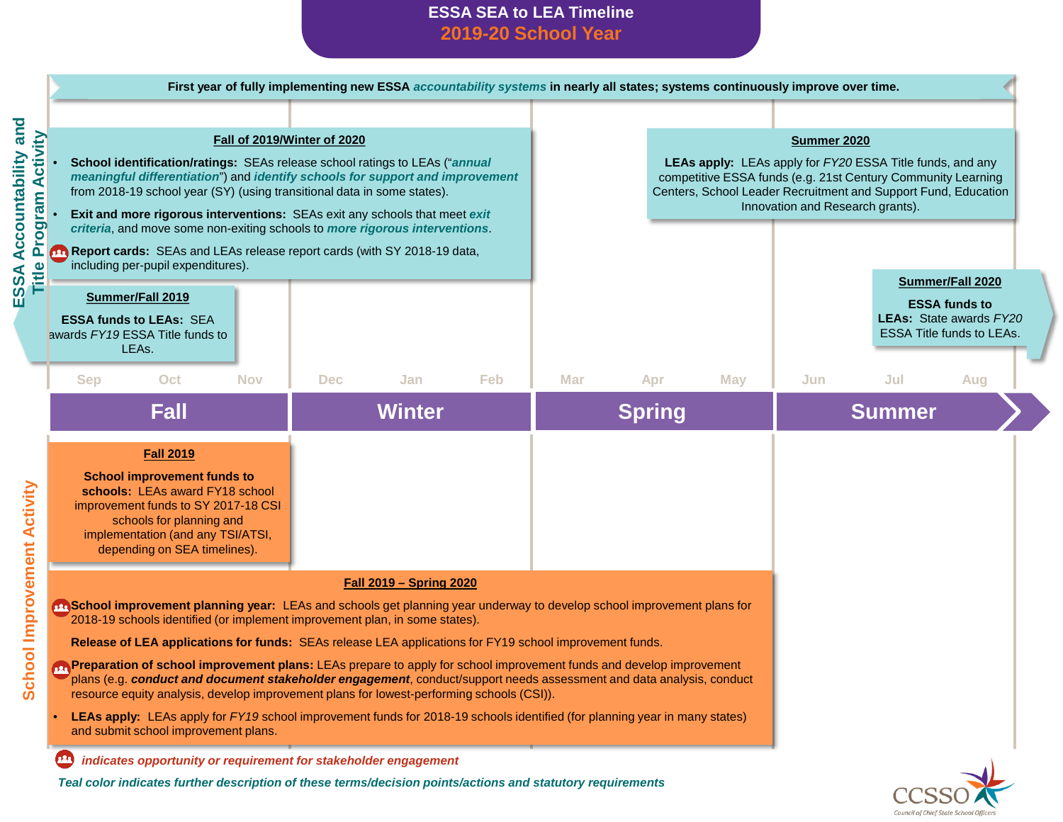# ESSA SEA to LEA Timeline

## 2019-20 School Year

**First year of fully implementing new ESSA *accountability systems* in nearly all states; systems continuously improve over time.**

### ESSA Accountability and Title Program Activity

**Fall of 2019/Winter of 2020**

- **School identification/ratings:** SEAs release school ratings to LEAs ("***annual meaningful differentiation***") and ***identify schools for support and improvement*** from 2018-19 school year (SY) (using transitional data in some states).
- **Exit and more rigorous interventions:** SEAs exit any schools that meet ***exit criteria***, and move some non-exiting schools to ***more rigorous interventions***.
- **Report cards:** SEAs and LEAs release report cards (with SY 2018-19 data, including per-pupil expenditures).

**Summer/Fall 2019**

**ESSA funds to LEAs:** SEA awards *FY19* ESSA Title funds to LEAs.

**Summer 2020**

**LEAs apply:** LEAs apply for *FY20* ESSA Title funds, and any competitive ESSA funds (e.g. 21st Century Community Learning Centers, School Leader Recruitment and Support Fund, Education Innovation and Research grants).

**Summer/Fall 2020**

**ESSA funds to LEAs:** State awards *FY20* ESSA Title funds to LEAs.

| Fall | | | Winter | | | Spring | | | Summer | | |
|---|---|---|---|---|---|---|---|---|---|---|---|
| Sep | Oct | Nov | Dec | Jan | Feb | Mar | Apr | May | Jun | Jul | Aug |

### School Improvement Activity

**Fall 2019**

**School improvement funds to schools:** LEAs award FY18 school improvement funds to SY 2017-18 CSI schools for planning and implementation (and any TSI/ATSI, depending on SEA timelines).

**Fall 2019 – Spring 2020**

- **School improvement planning year:** LEAs and schools get planning year underway to develop school improvement plans for 2018-19 schools identified (or implement improvement plan, in some states).
- **Release of LEA applications for funds:** SEAs release LEA applications for FY19 school improvement funds.
- **Preparation of school improvement plans:** LEAs prepare to apply for school improvement funds and develop improvement plans (e.g. ***conduct and document stakeholder engagement***, conduct/support needs assessment and data analysis, conduct resource equity analysis, develop improvement plans for lowest-performing schools (CSI)).
- **LEAs apply:** LEAs apply for *FY19* school improvement funds for 2018-19 schools identified (for planning year in many states) and submit school improvement plans.

*indicates opportunity or requirement for stakeholder engagement* (applies to: Report cards; School improvement planning year; Preparation of school improvement plans)

*Teal color indicates further description of these terms/decision points/actions and statutory requirements*

CCSSO Council of Chief State School Officers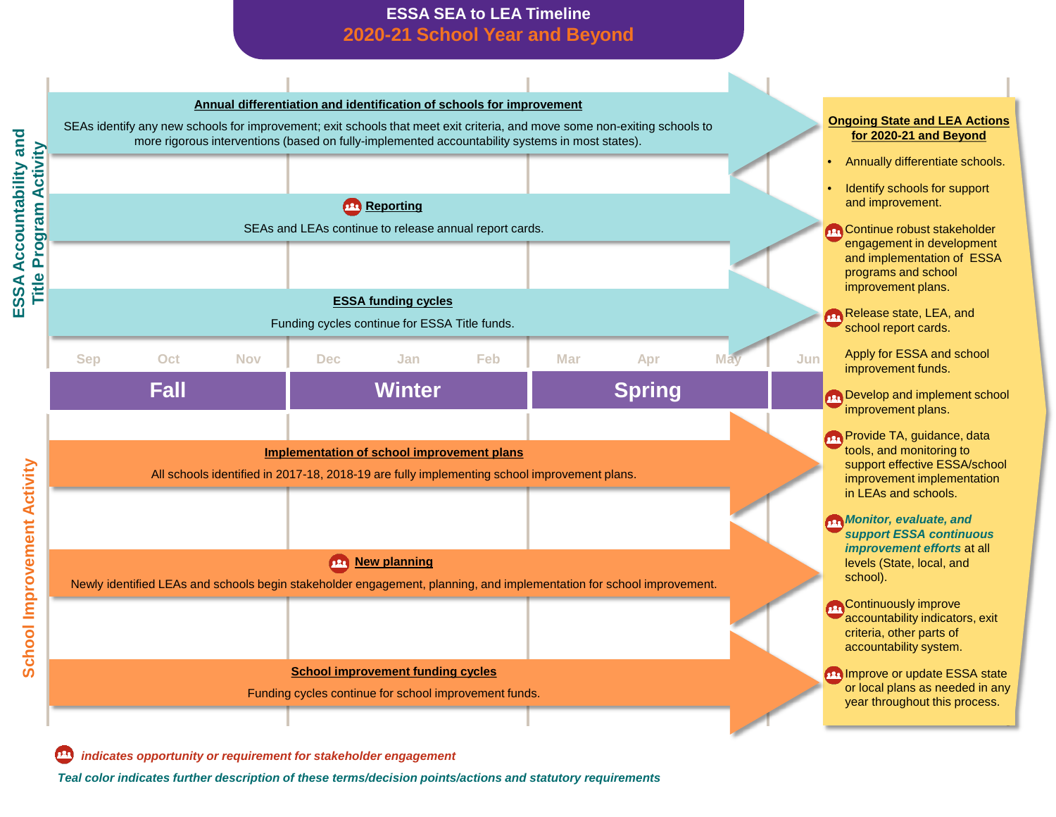# ESSA SEA to LEA Timeline

## 2020-21 School Year and Beyond

## ESSA Accountability and Title Program Activity

**Annual differentiation and identification of schools for improvement**

SEAs identify any new schools for improvement; exit schools that meet exit criteria, and move some non-exiting schools to more rigorous interventions (based on fully-implemented accountability systems in most states).

**Reporting**

SEAs and LEAs continue to release annual report cards.

**ESSA funding cycles**

Funding cycles continue for ESSA Title funds.

Sep | Oct | Nov | Dec | Jan | Feb | Mar | Apr | May | Jun

**Fall** | **Winter** | **Spring**

## School Improvement Activity

**Implementation of school improvement plans**

All schools identified in 2017-18, 2018-19 are fully implementing school improvement plans.

**New planning**

Newly identified LEAs and schools begin stakeholder engagement, planning, and implementation for school improvement.

**School improvement funding cycles**

Funding cycles continue for school improvement funds.

## Ongoing State and LEA Actions for 2020-21 and Beyond

- Annually differentiate schools.
- Identify schools for support and improvement.
- Continue robust stakeholder engagement in development and implementation of ESSA programs and school improvement plans.
- Release state, LEA, and school report cards.
- Apply for ESSA and school improvement funds.
- Develop and implement school improvement plans.
- Provide TA, guidance, data tools, and monitoring to support effective ESSA/school improvement implementation in LEAs and schools.
- ***Monitor, evaluate, and support ESSA continuous improvement efforts*** at all levels (State, local, and school).
- Continuously improve accountability indicators, exit criteria, other parts of accountability system.
- Improve or update ESSA state or local plans as needed in any year throughout this process.

*indicates opportunity or requirement for stakeholder engagement*

*Teal color indicates further description of these terms/decision points/actions and statutory requirements*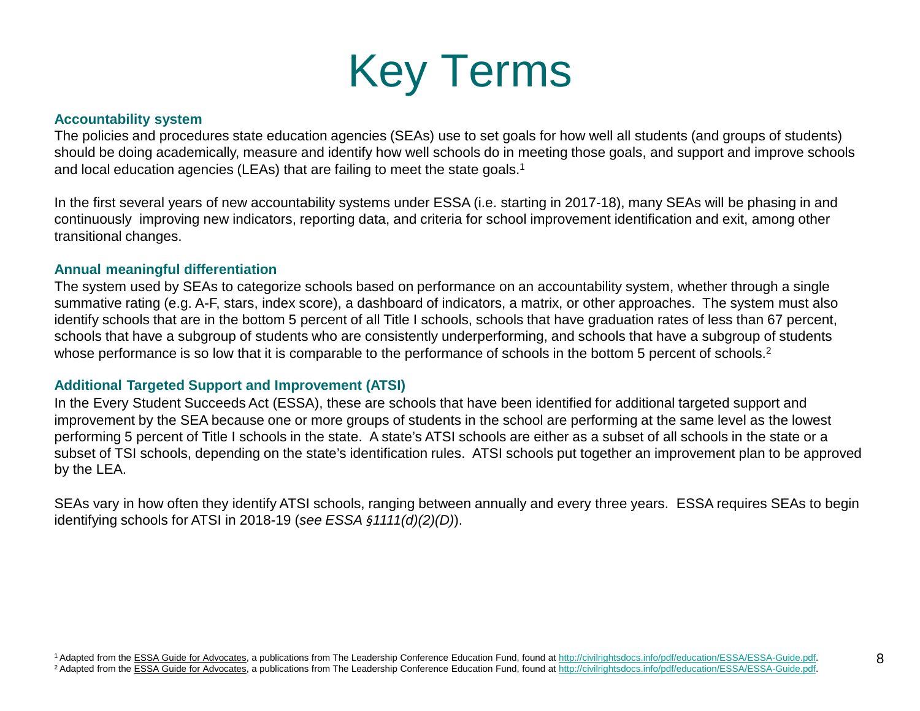# Key Terms

**Accountability system**

The policies and procedures state education agencies (SEAs) use to set goals for how well all students (and groups of students) should be doing academically, measure and identify how well schools do in meeting those goals, and support and improve schools and local education agencies (LEAs) that are failing to meet the state goals.[1]

In the first several years of new accountability systems under ESSA (i.e. starting in 2017-18), many SEAs will be phasing in and continuously improving new indicators, reporting data, and criteria for school improvement identification and exit, among other transitional changes.

**Annual meaningful differentiation**

The system used by SEAs to categorize schools based on performance on an accountability system, whether through a single summative rating (e.g. A-F, stars, index score), a dashboard of indicators, a matrix, or other approaches. The system must also identify schools that are in the bottom 5 percent of all Title I schools, schools that have graduation rates of less than 67 percent, schools that have a subgroup of students who are consistently underperforming, and schools that have a subgroup of students whose performance is so low that it is comparable to the performance of schools in the bottom 5 percent of schools.[2]

**Additional Targeted Support and Improvement (ATSI)**

In the Every Student Succeeds Act (ESSA), these are schools that have been identified for additional targeted support and improvement by the SEA because one or more groups of students in the school are performing at the same level as the lowest performing 5 percent of Title I schools in the state. A state's ATSI schools are either as a subset of all schools in the state or a subset of TSI schools, depending on the state's identification rules. ATSI schools put together an improvement plan to be approved by the LEA.

SEAs vary in how often they identify ATSI schools, ranging between annually and every three years. ESSA requires SEAs to begin identifying schools for ATSI in 2018-19 (*see ESSA §1111(d)(2)(D)*).

[1] Adapted from the ESSA Guide for Advocates, a publications from The Leadership Conference Education Fund, found at http://civilrightsdocs.info/pdf/education/ESSA/ESSA-Guide.pdf.

[2] Adapted from the ESSA Guide for Advocates, a publications from The Leadership Conference Education Fund, found at http://civilrightsdocs.info/pdf/education/ESSA/ESSA-Guide.pdf.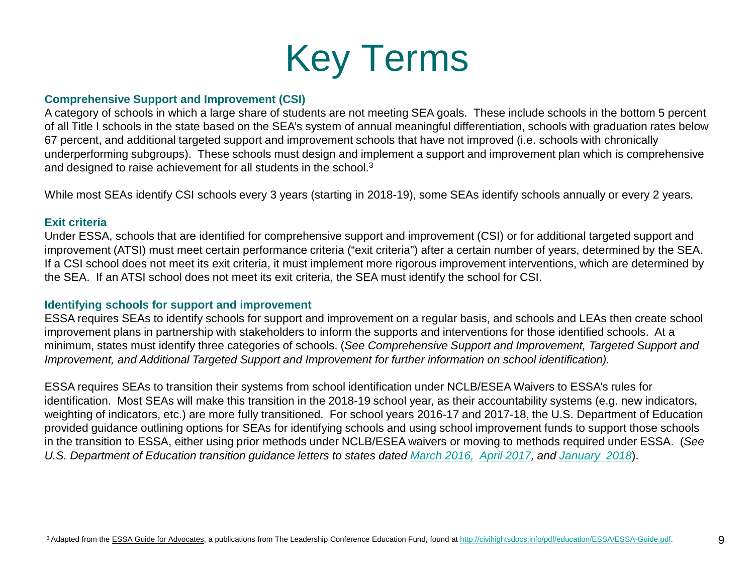# Key Terms

**Comprehensive Support and Improvement (CSI)**

A category of schools in which a large share of students are not meeting SEA goals. These include schools in the bottom 5 percent of all Title I schools in the state based on the SEA's system of annual meaningful differentiation, schools with graduation rates below 67 percent, and additional targeted support and improvement schools that have not improved (i.e. schools with chronically underperforming subgroups). These schools must design and implement a support and improvement plan which is comprehensive and designed to raise achievement for all students in the school.[3]

While most SEAs identify CSI schools every 3 years (starting in 2018-19), some SEAs identify schools annually or every 2 years.

**Exit criteria**

Under ESSA, schools that are identified for comprehensive support and improvement (CSI) or for additional targeted support and improvement (ATSI) must meet certain performance criteria ("exit criteria") after a certain number of years, determined by the SEA. If a CSI school does not meet its exit criteria, it must implement more rigorous improvement interventions, which are determined by the SEA. If an ATSI school does not meet its exit criteria, the SEA must identify the school for CSI.

**Identifying schools for support and improvement**

ESSA requires SEAs to identify schools for support and improvement on a regular basis, and schools and LEAs then create school improvement plans in partnership with stakeholders to inform the supports and interventions for those identified schools. At a minimum, states must identify three categories of schools. (*See Comprehensive Support and Improvement, Targeted Support and Improvement, and Additional Targeted Support and Improvement for further information on school identification).*

ESSA requires SEAs to transition their systems from school identification under NCLB/ESEA Waivers to ESSA's rules for identification. Most SEAs will make this transition in the 2018-19 school year, as their accountability systems (e.g. new indicators, weighting of indicators, etc.) are more fully transitioned. For school years 2016-17 and 2017-18, the U.S. Department of Education provided guidance outlining options for SEAs for identifying schools and using school improvement funds to support those schools in the transition to ESSA, either using prior methods under NCLB/ESEA waivers or moving to methods required under ESSA. (*See U.S. Department of Education transition guidance letters to states dated March 2016, April 2017, and January 2018*).

[3] Adapted from the ESSA Guide for Advocates, a publications from The Leadership Conference Education Fund, found at http://civilrightsdocs.info/pdf/education/ESSA/ESSA-Guide.pdf.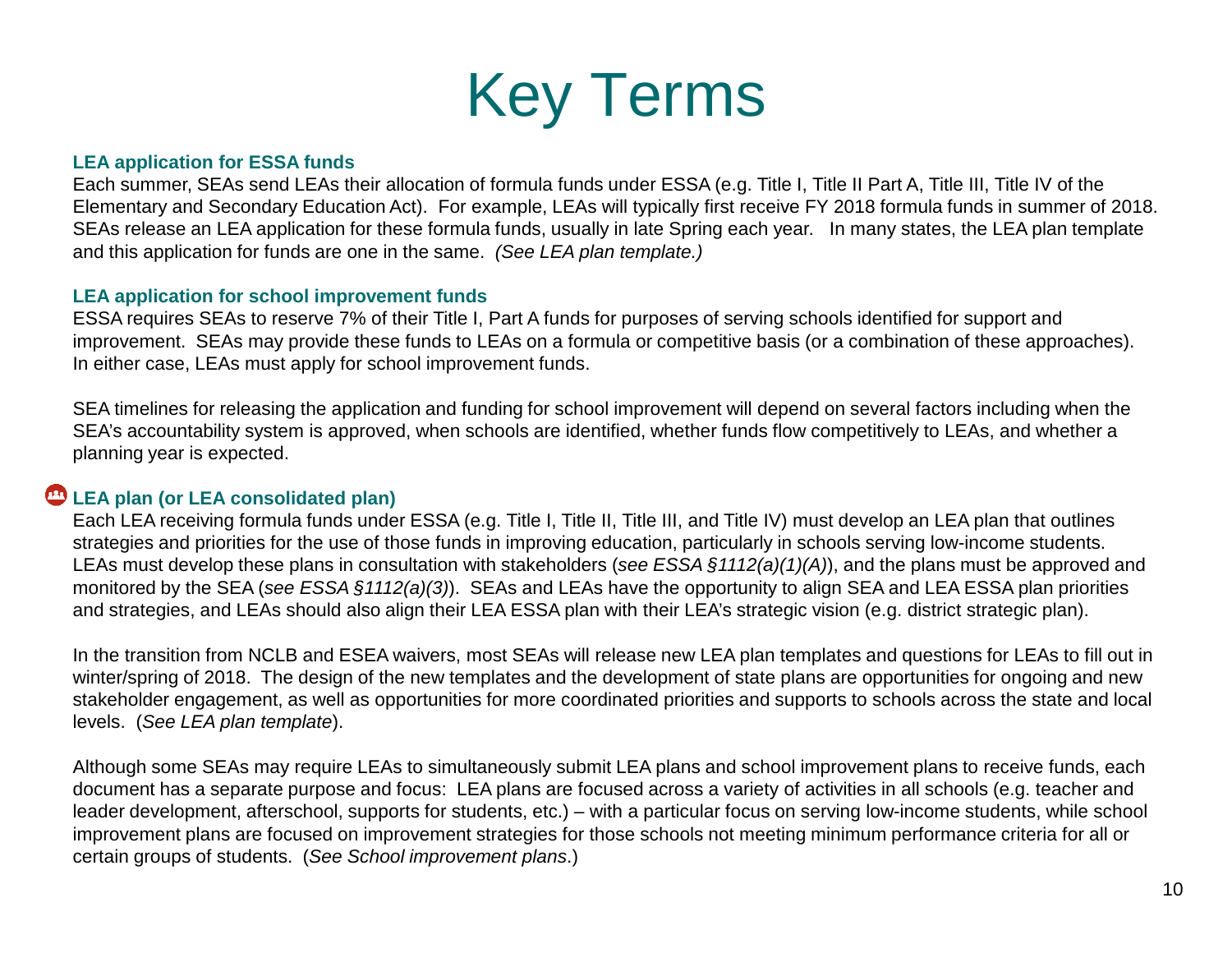# Key Terms

### LEA application for ESSA funds

Each summer, SEAs send LEAs their allocation of formula funds under ESSA (e.g. Title I, Title II Part A, Title III, Title IV of the Elementary and Secondary Education Act). For example, LEAs will typically first receive FY 2018 formula funds in summer of 2018. SEAs release an LEA application for these formula funds, usually in late Spring each year. In many states, the LEA plan template and this application for funds are one in the same. *(See LEA plan template.)*

### LEA application for school improvement funds

ESSA requires SEAs to reserve 7% of their Title I, Part A funds for purposes of serving schools identified for support and improvement. SEAs may provide these funds to LEAs on a formula or competitive basis (or a combination of these approaches). In either case, LEAs must apply for school improvement funds.

SEA timelines for releasing the application and funding for school improvement will depend on several factors including when the SEA's accountability system is approved, when schools are identified, whether funds flow competitively to LEAs, and whether a planning year is expected.

### LEA plan (or LEA consolidated plan)

Each LEA receiving formula funds under ESSA (e.g. Title I, Title II, Title III, and Title IV) must develop an LEA plan that outlines strategies and priorities for the use of those funds in improving education, particularly in schools serving low-income students. LEAs must develop these plans in consultation with stakeholders (*see ESSA §1112(a)(1)(A)*), and the plans must be approved and monitored by the SEA (*see ESSA §1112(a)(3)*). SEAs and LEAs have the opportunity to align SEA and LEA ESSA plan priorities and strategies, and LEAs should also align their LEA ESSA plan with their LEA's strategic vision (e.g. district strategic plan).

In the transition from NCLB and ESEA waivers, most SEAs will release new LEA plan templates and questions for LEAs to fill out in winter/spring of 2018. The design of the new templates and the development of state plans are opportunities for ongoing and new stakeholder engagement, as well as opportunities for more coordinated priorities and supports to schools across the state and local levels. (*See LEA plan template*).

Although some SEAs may require LEAs to simultaneously submit LEA plans and school improvement plans to receive funds, each document has a separate purpose and focus: LEA plans are focused across a variety of activities in all schools (e.g. teacher and leader development, afterschool, supports for students, etc.) – with a particular focus on serving low-income students, while school improvement plans are focused on improvement strategies for those schools not meeting minimum performance criteria for all or certain groups of students. (*See School improvement plans*.)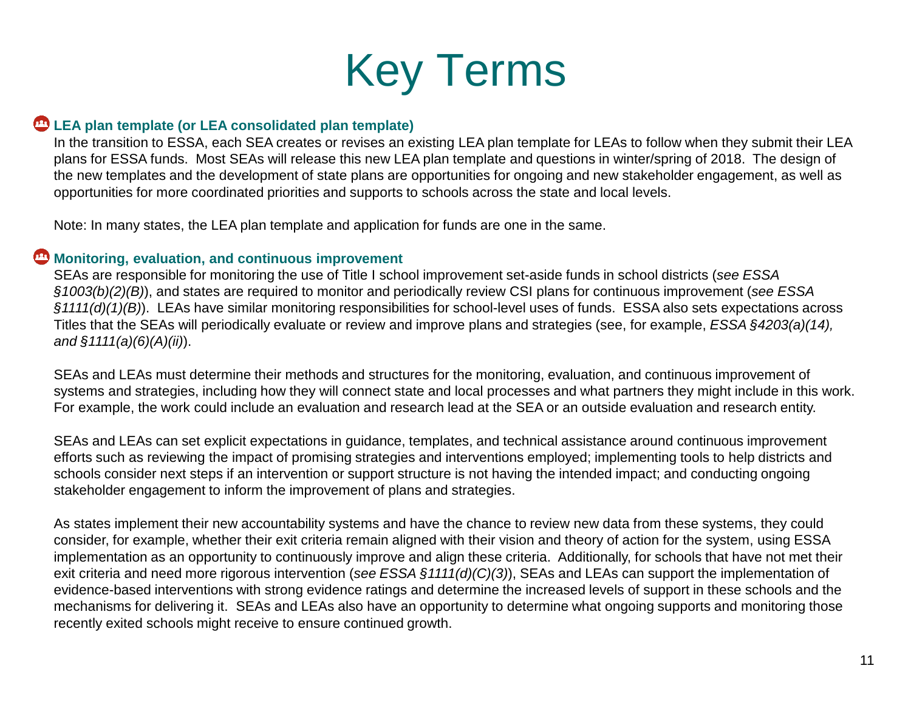# Key Terms

**LEA plan template (or LEA consolidated plan template)**

In the transition to ESSA, each SEA creates or revises an existing LEA plan template for LEAs to follow when they submit their LEA plans for ESSA funds. Most SEAs will release this new LEA plan template and questions in winter/spring of 2018. The design of the new templates and the development of state plans are opportunities for ongoing and new stakeholder engagement, as well as opportunities for more coordinated priorities and supports to schools across the state and local levels.

Note: In many states, the LEA plan template and application for funds are one in the same.

**Monitoring, evaluation, and continuous improvement**

SEAs are responsible for monitoring the use of Title I school improvement set-aside funds in school districts (*see ESSA §1003(b)(2)(B)*), and states are required to monitor and periodically review CSI plans for continuous improvement (*see ESSA §1111(d)(1)(B)*). LEAs have similar monitoring responsibilities for school-level uses of funds. ESSA also sets expectations across Titles that the SEAs will periodically evaluate or review and improve plans and strategies (see, for example, *ESSA §4203(a)(14), and §1111(a)(6)(A)(ii)*).

SEAs and LEAs must determine their methods and structures for the monitoring, evaluation, and continuous improvement of systems and strategies, including how they will connect state and local processes and what partners they might include in this work. For example, the work could include an evaluation and research lead at the SEA or an outside evaluation and research entity.

SEAs and LEAs can set explicit expectations in guidance, templates, and technical assistance around continuous improvement efforts such as reviewing the impact of promising strategies and interventions employed; implementing tools to help districts and schools consider next steps if an intervention or support structure is not having the intended impact; and conducting ongoing stakeholder engagement to inform the improvement of plans and strategies.

As states implement their new accountability systems and have the chance to review new data from these systems, they could consider, for example, whether their exit criteria remain aligned with their vision and theory of action for the system, using ESSA implementation as an opportunity to continuously improve and align these criteria. Additionally, for schools that have not met their exit criteria and need more rigorous intervention (*see ESSA §1111(d)(C)(3)*), SEAs and LEAs can support the implementation of evidence-based interventions with strong evidence ratings and determine the increased levels of support in these schools and the mechanisms for delivering it. SEAs and LEAs also have an opportunity to determine what ongoing supports and monitoring those recently exited schools might receive to ensure continued growth.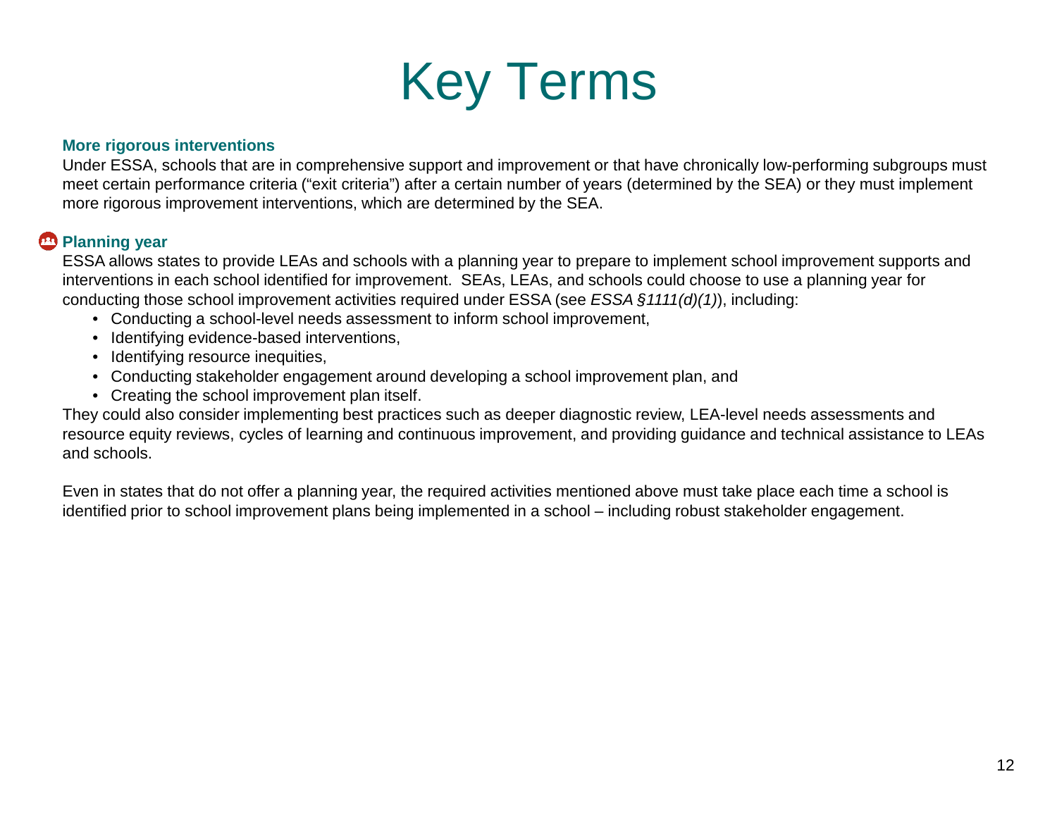# Key Terms

**More rigorous interventions**

Under ESSA, schools that are in comprehensive support and improvement or that have chronically low-performing subgroups must meet certain performance criteria (“exit criteria”) after a certain number of years (determined by the SEA) or they must implement more rigorous improvement interventions, which are determined by the SEA.

**Planning year**

ESSA allows states to provide LEAs and schools with a planning year to prepare to implement school improvement supports and interventions in each school identified for improvement. SEAs, LEAs, and schools could choose to use a planning year for conducting those school improvement activities required under ESSA (see *ESSA §1111(d)(1)*), including:

- Conducting a school-level needs assessment to inform school improvement,
- Identifying evidence-based interventions,
- Identifying resource inequities,
- Conducting stakeholder engagement around developing a school improvement plan, and
- Creating the school improvement plan itself.

They could also consider implementing best practices such as deeper diagnostic review, LEA-level needs assessments and resource equity reviews, cycles of learning and continuous improvement, and providing guidance and technical assistance to LEAs and schools.

Even in states that do not offer a planning year, the required activities mentioned above must take place each time a school is identified prior to school improvement plans being implemented in a school – including robust stakeholder engagement.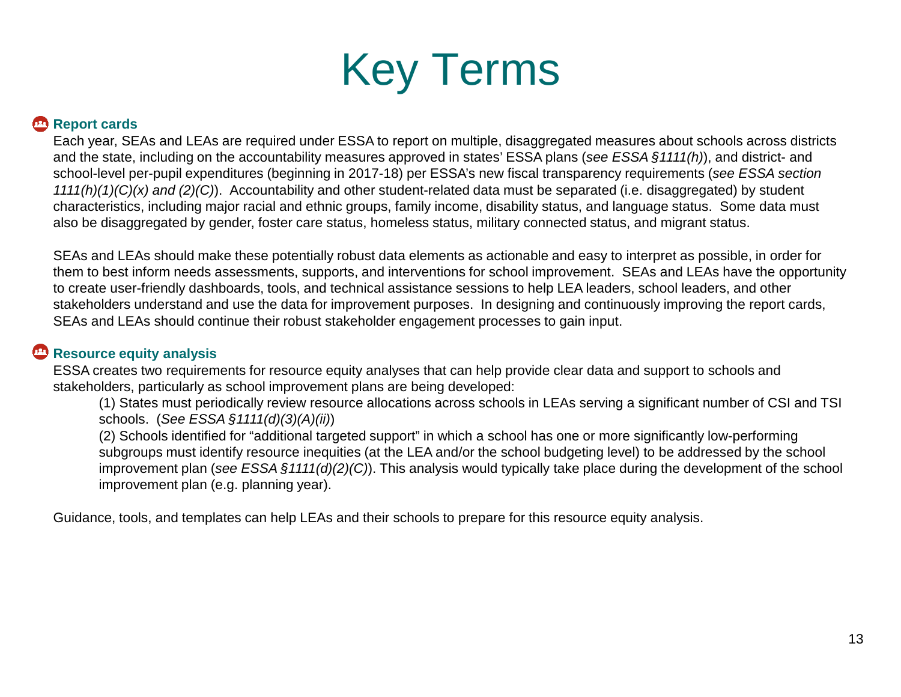# Key Terms

**Report cards**

Each year, SEAs and LEAs are required under ESSA to report on multiple, disaggregated measures about schools across districts and the state, including on the accountability measures approved in states' ESSA plans (*see ESSA §1111(h)*), and district- and school-level per-pupil expenditures (beginning in 2017-18) per ESSA's new fiscal transparency requirements (*see ESSA section 1111(h)(1)(C)(x) and (2)(C)*). Accountability and other student-related data must be separated (i.e. disaggregated) by student characteristics, including major racial and ethnic groups, family income, disability status, and language status. Some data must also be disaggregated by gender, foster care status, homeless status, military connected status, and migrant status.

SEAs and LEAs should make these potentially robust data elements as actionable and easy to interpret as possible, in order for them to best inform needs assessments, supports, and interventions for school improvement. SEAs and LEAs have the opportunity to create user-friendly dashboards, tools, and technical assistance sessions to help LEA leaders, school leaders, and other stakeholders understand and use the data for improvement purposes. In designing and continuously improving the report cards, SEAs and LEAs should continue their robust stakeholder engagement processes to gain input.

**Resource equity analysis**

ESSA creates two requirements for resource equity analyses that can help provide clear data and support to schools and stakeholders, particularly as school improvement plans are being developed:

(1) States must periodically review resource allocations across schools in LEAs serving a significant number of CSI and TSI schools. (*See ESSA §1111(d)(3)(A)(ii)*)

(2) Schools identified for "additional targeted support" in which a school has one or more significantly low-performing subgroups must identify resource inequities (at the LEA and/or the school budgeting level) to be addressed by the school improvement plan (*see ESSA §1111(d)(2)(C)*). This analysis would typically take place during the development of the school improvement plan (e.g. planning year).

Guidance, tools, and templates can help LEAs and their schools to prepare for this resource equity analysis.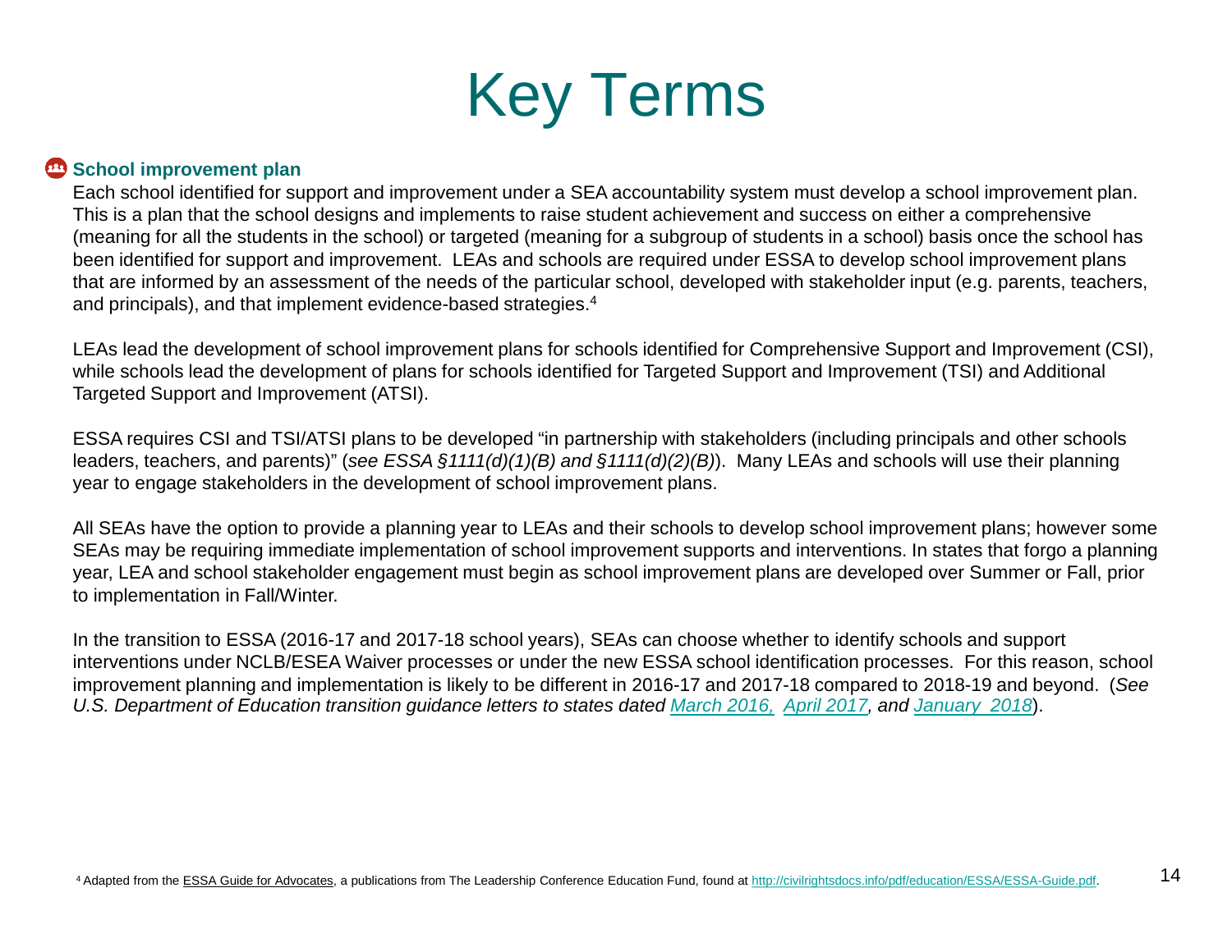# Key Terms

**School improvement plan**

Each school identified for support and improvement under a SEA accountability system must develop a school improvement plan. This is a plan that the school designs and implements to raise student achievement and success on either a comprehensive (meaning for all the students in the school) or targeted (meaning for a subgroup of students in a school) basis once the school has been identified for support and improvement. LEAs and schools are required under ESSA to develop school improvement plans that are informed by an assessment of the needs of the particular school, developed with stakeholder input (e.g. parents, teachers, and principals), and that implement evidence-based strategies.[4]

LEAs lead the development of school improvement plans for schools identified for Comprehensive Support and Improvement (CSI), while schools lead the development of plans for schools identified for Targeted Support and Improvement (TSI) and Additional Targeted Support and Improvement (ATSI).

ESSA requires CSI and TSI/ATSI plans to be developed "in partnership with stakeholders (including principals and other schools leaders, teachers, and parents)" (*see ESSA §1111(d)(1)(B) and §1111(d)(2)(B)*). Many LEAs and schools will use their planning year to engage stakeholders in the development of school improvement plans.

All SEAs have the option to provide a planning year to LEAs and their schools to develop school improvement plans; however some SEAs may be requiring immediate implementation of school improvement supports and interventions. In states that forgo a planning year, LEA and school stakeholder engagement must begin as school improvement plans are developed over Summer or Fall, prior to implementation in Fall/Winter.

In the transition to ESSA (2016-17 and 2017-18 school years), SEAs can choose whether to identify schools and support interventions under NCLB/ESEA Waiver processes or under the new ESSA school identification processes. For this reason, school improvement planning and implementation is likely to be different in 2016-17 and 2017-18 compared to 2018-19 and beyond. (*See U.S. Department of Education transition guidance letters to states dated March 2016, April 2017, and January 2018*).

[4] Adapted from the ESSA Guide for Advocates, a publications from The Leadership Conference Education Fund, found at http://civilrightsdocs.info/pdf/education/ESSA/ESSA-Guide.pdf.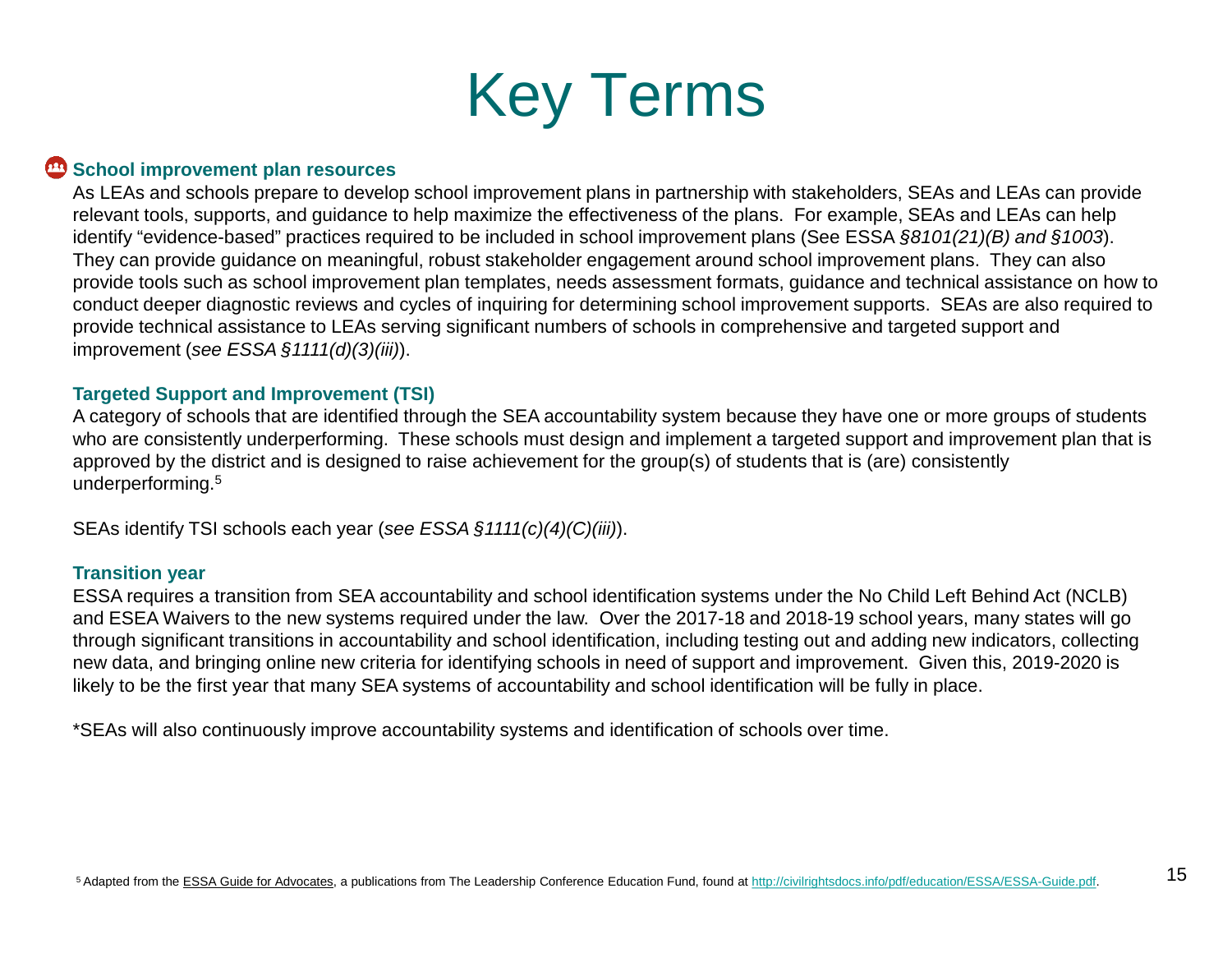# Key Terms

### School improvement plan resources

As LEAs and schools prepare to develop school improvement plans in partnership with stakeholders, SEAs and LEAs can provide relevant tools, supports, and guidance to help maximize the effectiveness of the plans. For example, SEAs and LEAs can help identify "evidence-based" practices required to be included in school improvement plans (See ESSA *§8101(21)(B) and §1003*). They can provide guidance on meaningful, robust stakeholder engagement around school improvement plans. They can also provide tools such as school improvement plan templates, needs assessment formats, guidance and technical assistance on how to conduct deeper diagnostic reviews and cycles of inquiring for determining school improvement supports. SEAs are also required to provide technical assistance to LEAs serving significant numbers of schools in comprehensive and targeted support and improvement (*see ESSA §1111(d)(3)(iii)*).

### Targeted Support and Improvement (TSI)

A category of schools that are identified through the SEA accountability system because they have one or more groups of students who are consistently underperforming. These schools must design and implement a targeted support and improvement plan that is approved by the district and is designed to raise achievement for the group(s) of students that is (are) consistently underperforming.[5]

SEAs identify TSI schools each year (*see ESSA §1111(c)(4)(C)(iii)*).

### Transition year

ESSA requires a transition from SEA accountability and school identification systems under the No Child Left Behind Act (NCLB) and ESEA Waivers to the new systems required under the law. Over the 2017-18 and 2018-19 school years, many states will go through significant transitions in accountability and school identification, including testing out and adding new indicators, collecting new data, and bringing online new criteria for identifying schools in need of support and improvement. Given this, 2019-2020 is likely to be the first year that many SEA systems of accountability and school identification will be fully in place.

*SEAs will also continuously improve accountability systems and identification of schools over time.

[5] Adapted from the ESSA Guide for Advocates, a publications from The Leadership Conference Education Fund, found at http://civilrightsdocs.info/pdf/education/ESSA/ESSA-Guide.pdf.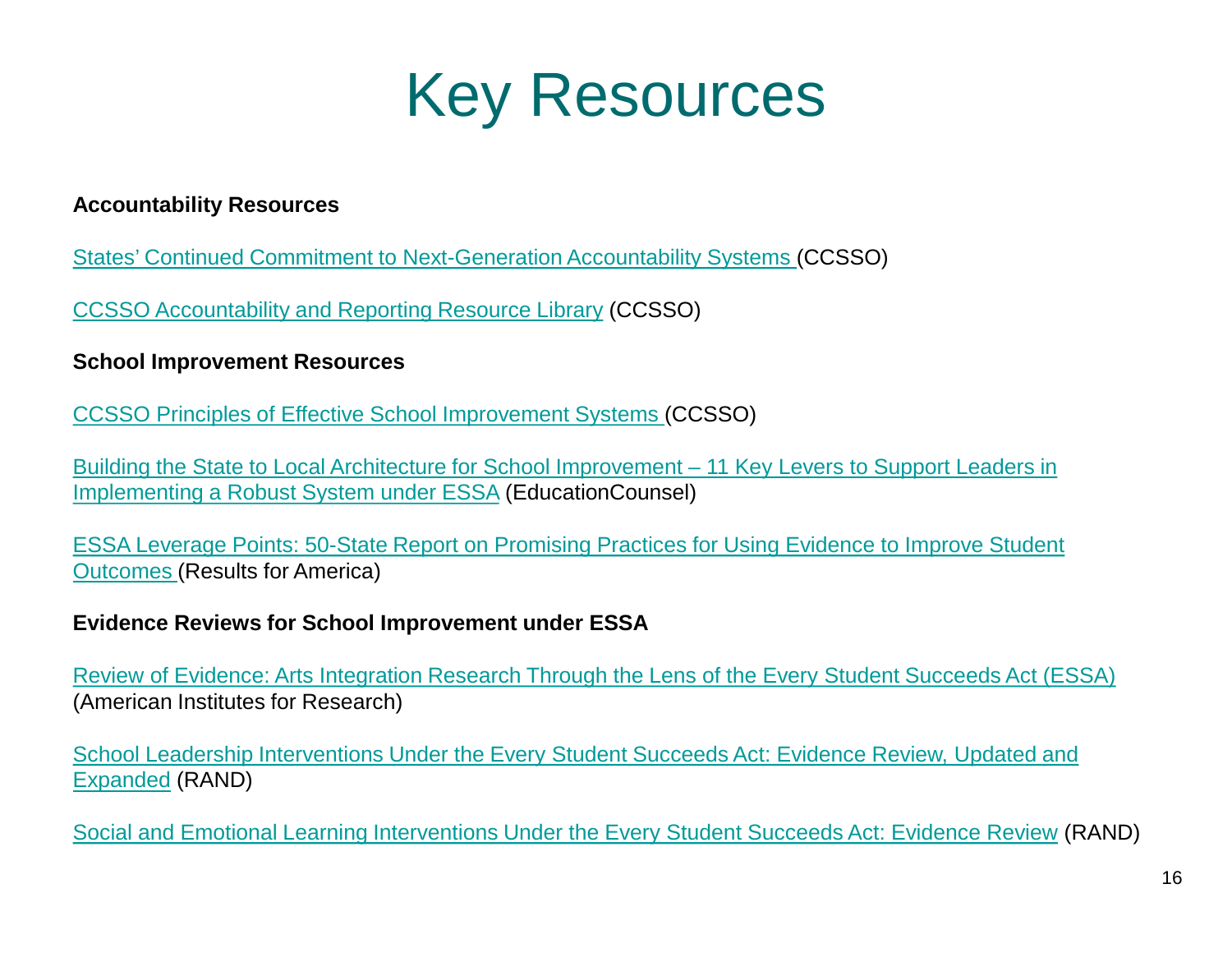# Key Resources

**Accountability Resources**

States' Continued Commitment to Next-Generation Accountability Systems (CCSSO)

CCSSO Accountability and Reporting Resource Library (CCSSO)

**School Improvement Resources**

CCSSO Principles of Effective School Improvement Systems (CCSSO)

Building the State to Local Architecture for School Improvement – 11 Key Levers to Support Leaders in Implementing a Robust System under ESSA (EducationCounsel)

ESSA Leverage Points: 50-State Report on Promising Practices for Using Evidence to Improve Student Outcomes (Results for America)

**Evidence Reviews for School Improvement under ESSA**

Review of Evidence: Arts Integration Research Through the Lens of the Every Student Succeeds Act (ESSA) (American Institutes for Research)

School Leadership Interventions Under the Every Student Succeeds Act: Evidence Review, Updated and Expanded (RAND)

Social and Emotional Learning Interventions Under the Every Student Succeeds Act: Evidence Review (RAND)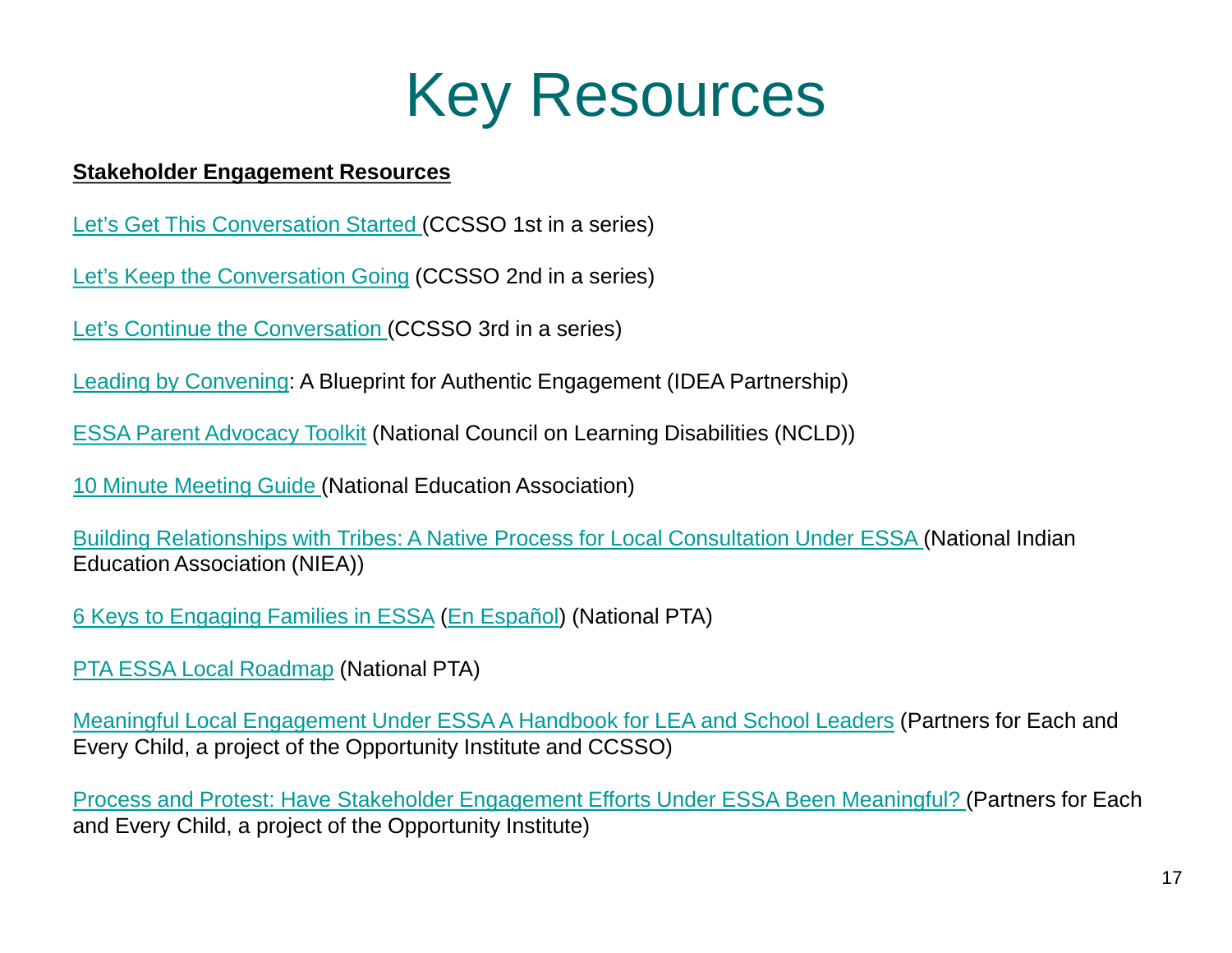# Key Resources

**Stakeholder Engagement Resources**

Let's Get This Conversation Started (CCSSO 1st in a series)

Let's Keep the Conversation Going (CCSSO 2nd in a series)

Let's Continue the Conversation (CCSSO 3rd in a series)

Leading by Convening: A Blueprint for Authentic Engagement (IDEA Partnership)

ESSA Parent Advocacy Toolkit (National Council on Learning Disabilities (NCLD))

10 Minute Meeting Guide (National Education Association)

Building Relationships with Tribes: A Native Process for Local Consultation Under ESSA (National Indian Education Association (NIEA))

6 Keys to Engaging Families in ESSA (En Español) (National PTA)

PTA ESSA Local Roadmap (National PTA)

Meaningful Local Engagement Under ESSA A Handbook for LEA and School Leaders (Partners for Each and Every Child, a project of the Opportunity Institute and CCSSO)

Process and Protest: Have Stakeholder Engagement Efforts Under ESSA Been Meaningful? (Partners for Each and Every Child, a project of the Opportunity Institute)